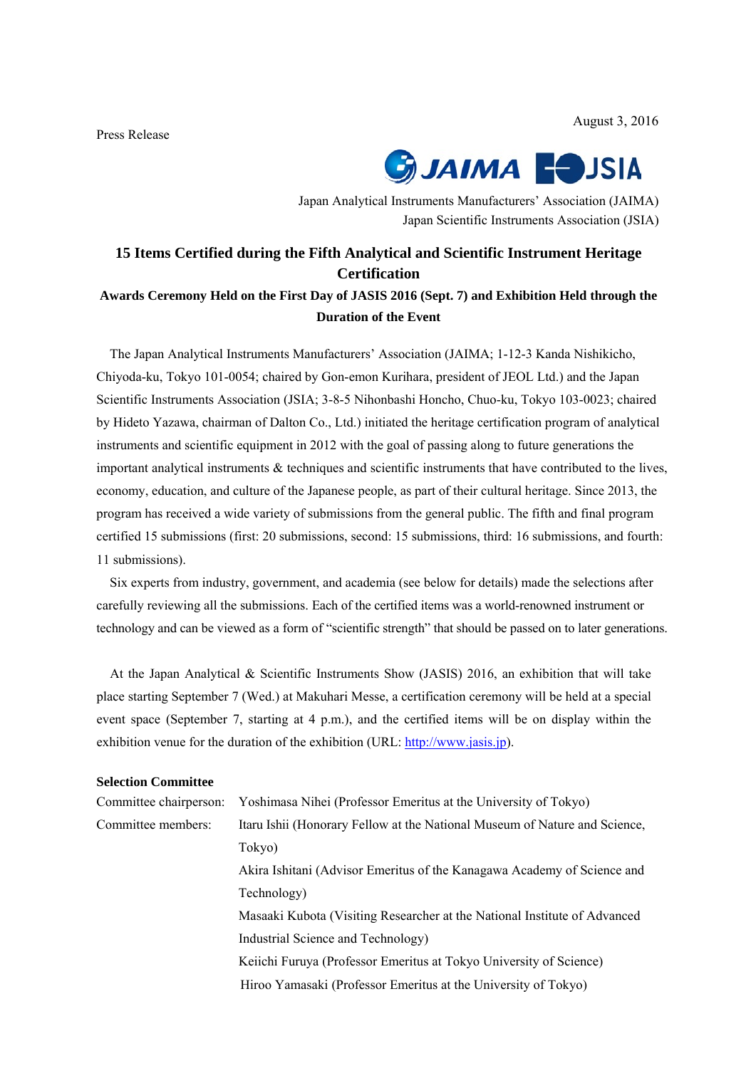August 3, 2016

Press Release

Japan Analytical Instruments Manufacturers' Association (JAIMA)
Japan Scientific Instruments Association (JSIA)

# 15 Items Certified during the Fifth Analytical and Scientific Instrument Heritage Certification

## Awards Ceremony Held on the First Day of JASIS 2016 (Sept. 7) and Exhibition Held through the Duration of the Event

The Japan Analytical Instruments Manufacturers' Association (JAIMA; 1-12-3 Kanda Nishikicho, Chiyoda-ku, Tokyo 101-0054; chaired by Gon-emon Kurihara, president of JEOL Ltd.) and the Japan Scientific Instruments Association (JSIA; 3-8-5 Nihonbashi Honcho, Chuo-ku, Tokyo 103-0023; chaired by Hideto Yazawa, chairman of Dalton Co., Ltd.) initiated the heritage certification program of analytical instruments and scientific equipment in 2012 with the goal of passing along to future generations the important analytical instruments & techniques and scientific instruments that have contributed to the lives, economy, education, and culture of the Japanese people, as part of their cultural heritage. Since 2013, the program has received a wide variety of submissions from the general public. The fifth and final program certified 15 submissions (first: 20 submissions, second: 15 submissions, third: 16 submissions, and fourth: 11 submissions).

Six experts from industry, government, and academia (see below for details) made the selections after carefully reviewing all the submissions. Each of the certified items was a world-renowned instrument or technology and can be viewed as a form of "scientific strength" that should be passed on to later generations.

At the Japan Analytical & Scientific Instruments Show (JASIS) 2016, an exhibition that will take place starting September 7 (Wed.) at Makuhari Messe, a certification ceremony will be held at a special event space (September 7, starting at 4 p.m.), and the certified items will be on display within the exhibition venue for the duration of the exhibition (URL: http://www.jasis.jp).

**Selection Committee**

Committee chairperson: Yoshimasa Nihei (Professor Emeritus at the University of Tokyo)

Committee members:
- Itaru Ishii (Honorary Fellow at the National Museum of Nature and Science, Tokyo)
- Akira Ishitani (Advisor Emeritus of the Kanagawa Academy of Science and Technology)
- Masaaki Kubota (Visiting Researcher at the National Institute of Advanced Industrial Science and Technology)
- Keiichi Furuya (Professor Emeritus at Tokyo University of Science)
- Hiroo Yamasaki (Professor Emeritus at the University of Tokyo)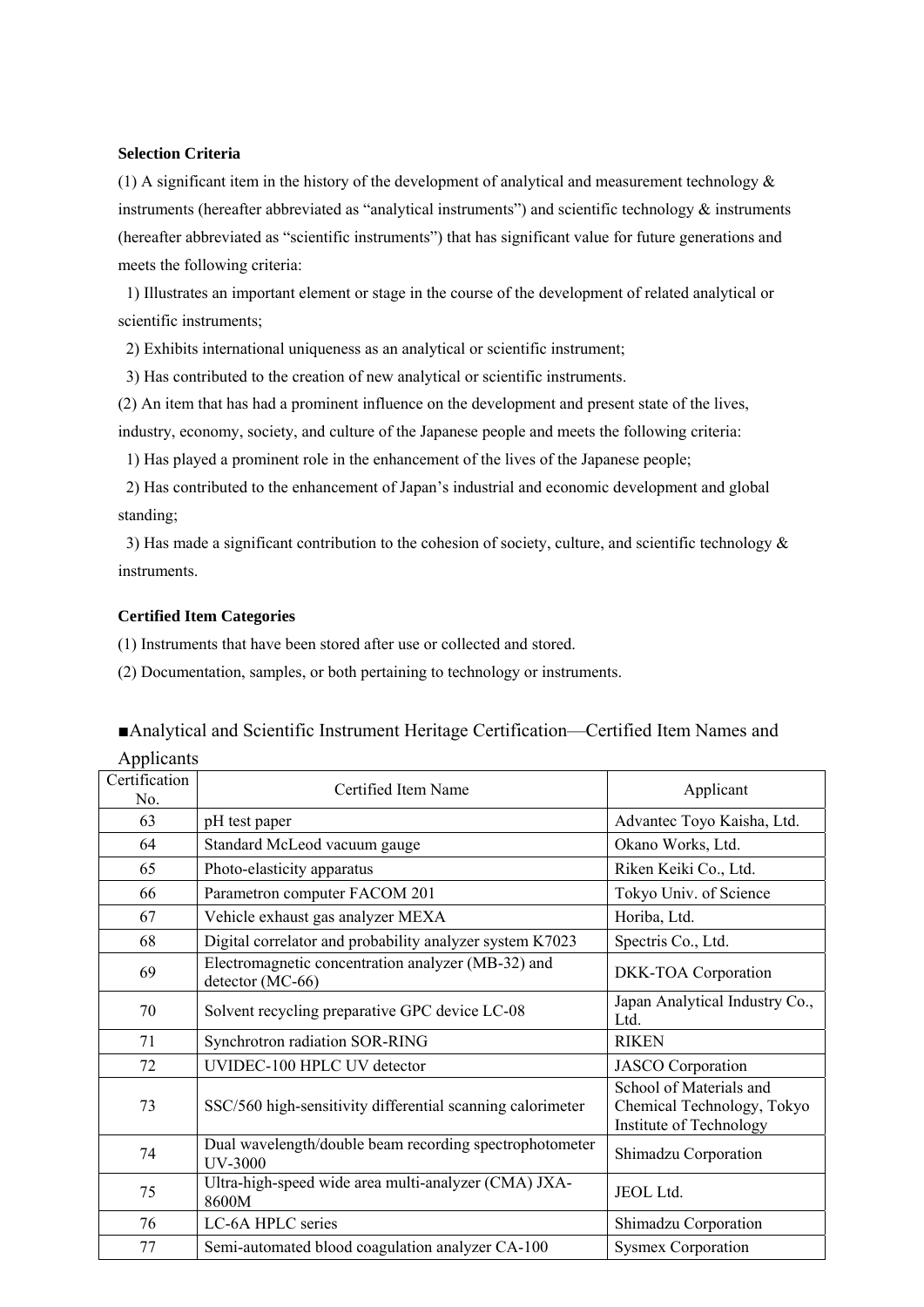**Selection Criteria**

(1) A significant item in the history of the development of analytical and measurement technology & instruments (hereafter abbreviated as “analytical instruments”) and scientific technology & instruments (hereafter abbreviated as “scientific instruments”) that has significant value for future generations and meets the following criteria:

1) Illustrates an important element or stage in the course of the development of related analytical or scientific instruments;

2) Exhibits international uniqueness as an analytical or scientific instrument;

3) Has contributed to the creation of new analytical or scientific instruments.

(2) An item that has had a prominent influence on the development and present state of the lives, industry, economy, society, and culture of the Japanese people and meets the following criteria:

1) Has played a prominent role in the enhancement of the lives of the Japanese people;

2) Has contributed to the enhancement of Japan’s industrial and economic development and global standing;

3) Has made a significant contribution to the cohesion of society, culture, and scientific technology & instruments.

**Certified Item Categories**

(1) Instruments that have been stored after use or collected and stored.

(2) Documentation, samples, or both pertaining to technology or instruments.

■Analytical and Scientific Instrument Heritage Certification—Certified Item Names and Applicants

| Certification No. | Certified Item Name | Applicant |
|---|---|---|
| 63 | pH test paper | Advantec Toyo Kaisha, Ltd. |
| 64 | Standard McLeod vacuum gauge | Okano Works, Ltd. |
| 65 | Photo-elasticity apparatus | Riken Keiki Co., Ltd. |
| 66 | Parametron computer FACOM 201 | Tokyo Univ. of Science |
| 67 | Vehicle exhaust gas analyzer MEXA | Horiba, Ltd. |
| 68 | Digital correlator and probability analyzer system K7023 | Spectris Co., Ltd. |
| 69 | Electromagnetic concentration analyzer (MB-32) and detector (MC-66) | DKK-TOA Corporation |
| 70 | Solvent recycling preparative GPC device LC-08 | Japan Analytical Industry Co., Ltd. |
| 71 | Synchrotron radiation SOR-RING | RIKEN |
| 72 | UVIDEC-100 HPLC UV detector | JASCO Corporation |
| 73 | SSC/560 high-sensitivity differential scanning calorimeter | School of Materials and Chemical Technology, Tokyo Institute of Technology |
| 74 | Dual wavelength/double beam recording spectrophotometer UV-3000 | Shimadzu Corporation |
| 75 | Ultra-high-speed wide area multi-analyzer (CMA) JXA-8600M | JEOL Ltd. |
| 76 | LC-6A HPLC series | Shimadzu Corporation |
| 77 | Semi-automated blood coagulation analyzer CA-100 | Sysmex Corporation |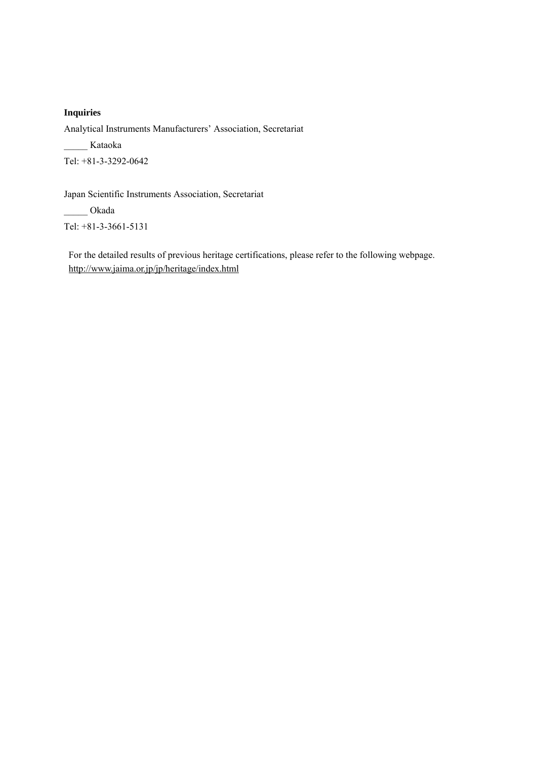**Inquiries**

Analytical Instruments Manufacturers' Association, Secretariat

_____ Kataoka

Tel: +81-3-3292-0642

Japan Scientific Instruments Association, Secretariat

_____ Okada

Tel: +81-3-3661-5131

For the detailed results of previous heritage certifications, please refer to the following webpage.
http://www.jaima.or.jp/jp/heritage/index.html